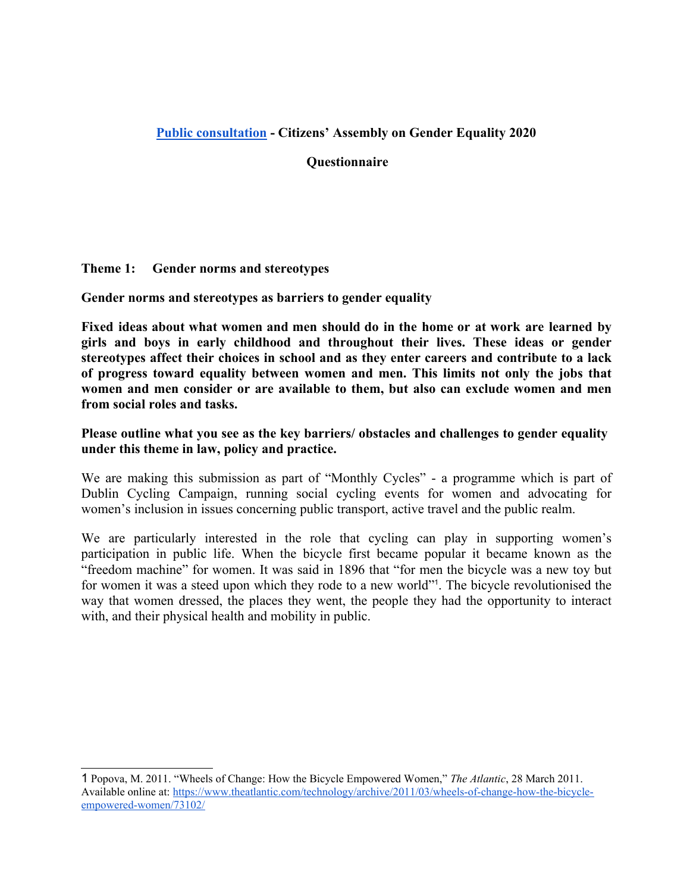# [Public consultation](#) - Citizens' Assembly on Gender Equality 2020

## Questionnaire

### Theme 1: Gender norms and stereotypes

**Gender norms and stereotypes as barriers to gender equality**

**Fixed ideas about what women and men should do in the home or at work are learned by girls and boys in early childhood and throughout their lives. These ideas or gender stereotypes affect their choices in school and as they enter careers and contribute to a lack of progress toward equality between women and men. This limits not only the jobs that women and men consider or are available to them, but also can exclude women and men from social roles and tasks.**

**Please outline what you see as the key barriers/ obstacles and challenges to gender equality under this theme in law, policy and practice.**

We are making this submission as part of "Monthly Cycles" - a programme which is part of Dublin Cycling Campaign, running social cycling events for women and advocating for women's inclusion in issues concerning public transport, active travel and the public realm.

We are particularly interested in the role that cycling can play in supporting women's participation in public life. When the bicycle first became popular it became known as the "freedom machine" for women. It was said in 1896 that "for men the bicycle was a new toy but for women it was a steed upon which they rode to a new world"[1]. The bicycle revolutionised the way that women dressed, the places they went, the people they had the opportunity to interact with, and their physical health and mobility in public.

---

1 Popova, M. 2011. "Wheels of Change: How the Bicycle Empowered Women," *The Atlantic*, 28 March 2011. Available online at: https://www.theatlantic.com/technology/archive/2011/03/wheels-of-change-how-the-bicycle-empowered-women/73102/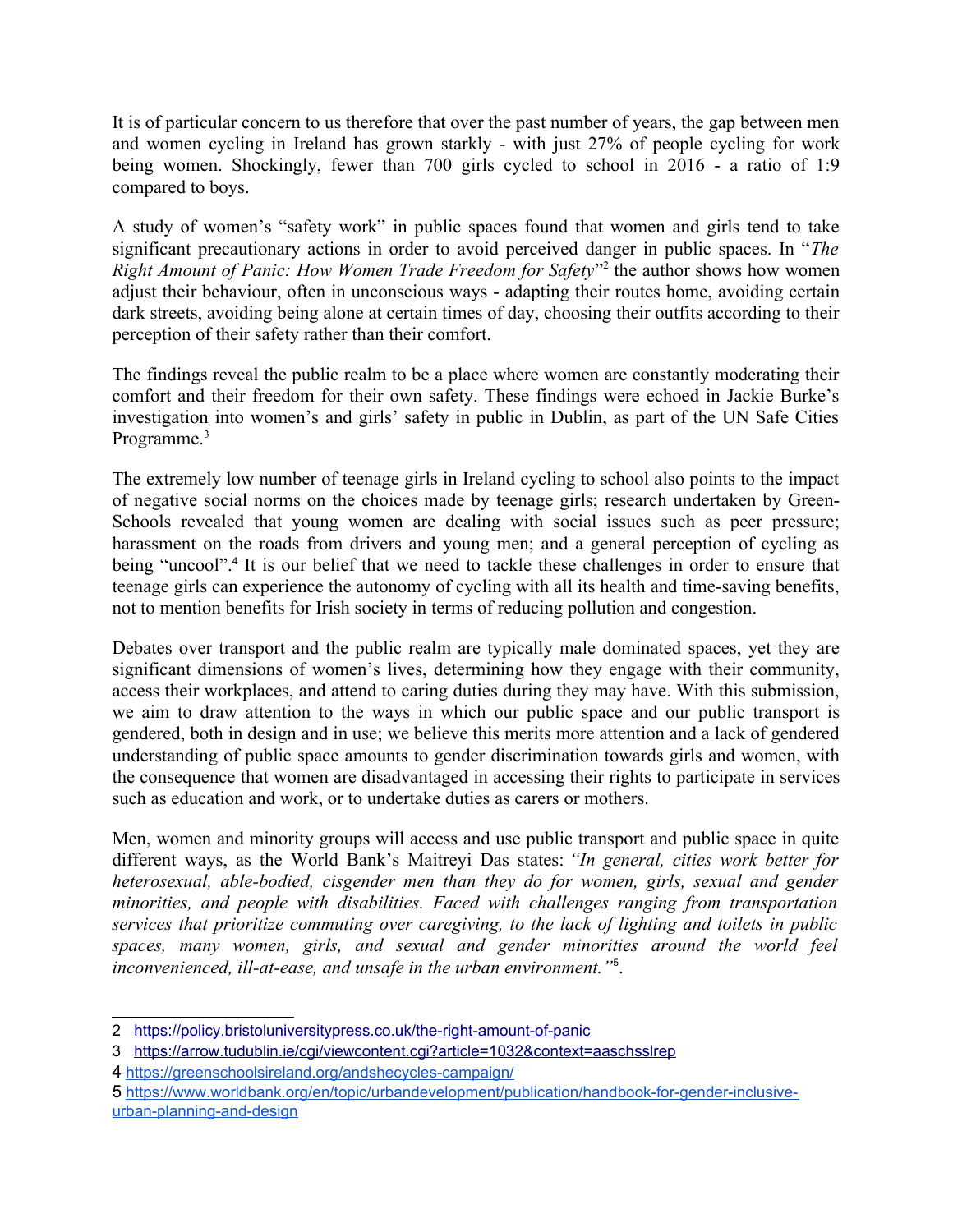It is of particular concern to us therefore that over the past number of years, the gap between men and women cycling in Ireland has grown starkly - with just 27% of people cycling for work being women. Shockingly, fewer than 700 girls cycled to school in 2016 - a ratio of 1:9 compared to boys.

A study of women's "safety work" in public spaces found that women and girls tend to take significant precautionary actions in order to avoid perceived danger in public spaces. In "*The Right Amount of Panic: How Women Trade Freedom for Safety*"[2] the author shows how women adjust their behaviour, often in unconscious ways - adapting their routes home, avoiding certain dark streets, avoiding being alone at certain times of day, choosing their outfits according to their perception of their safety rather than their comfort.

The findings reveal the public realm to be a place where women are constantly moderating their comfort and their freedom for their own safety. These findings were echoed in Jackie Burke's investigation into women's and girls' safety in public in Dublin, as part of the UN Safe Cities Programme.[3]

The extremely low number of teenage girls in Ireland cycling to school also points to the impact of negative social norms on the choices made by teenage girls; research undertaken by Green-Schools revealed that young women are dealing with social issues such as peer pressure; harassment on the roads from drivers and young men; and a general perception of cycling as being "uncool".[4] It is our belief that we need to tackle these challenges in order to ensure that teenage girls can experience the autonomy of cycling with all its health and time-saving benefits, not to mention benefits for Irish society in terms of reducing pollution and congestion.

Debates over transport and the public realm are typically male dominated spaces, yet they are significant dimensions of women's lives, determining how they engage with their community, access their workplaces, and attend to caring duties during they may have. With this submission, we aim to draw attention to the ways in which our public space and our public transport is gendered, both in design and in use; we believe this merits more attention and a lack of gendered understanding of public space amounts to gender discrimination towards girls and women, with the consequence that women are disadvantaged in accessing their rights to participate in services such as education and work, or to undertake duties as carers or mothers.

Men, women and minority groups will access and use public transport and public space in quite different ways, as the World Bank's Maitreyi Das states: *"In general, cities work better for heterosexual, able-bodied, cisgender men than they do for women, girls, sexual and gender minorities, and people with disabilities. Faced with challenges ranging from transportation services that prioritize commuting over caregiving, to the lack of lighting and toilets in public spaces, many women, girls, and sexual and gender minorities around the world feel inconvenienced, ill-at-ease, and unsafe in the urban environment."*[5].

---

2 https://policy.bristoluniversitypress.co.uk/the-right-amount-of-panic

3 https://arrow.tudublin.ie/cgi/viewcontent.cgi?article=1032&context=aaschsslrep

4 https://greenschoolsireland.org/andshecycles-campaign/

5 https://www.worldbank.org/en/topic/urbandevelopment/publication/handbook-for-gender-inclusive-urban-planning-and-design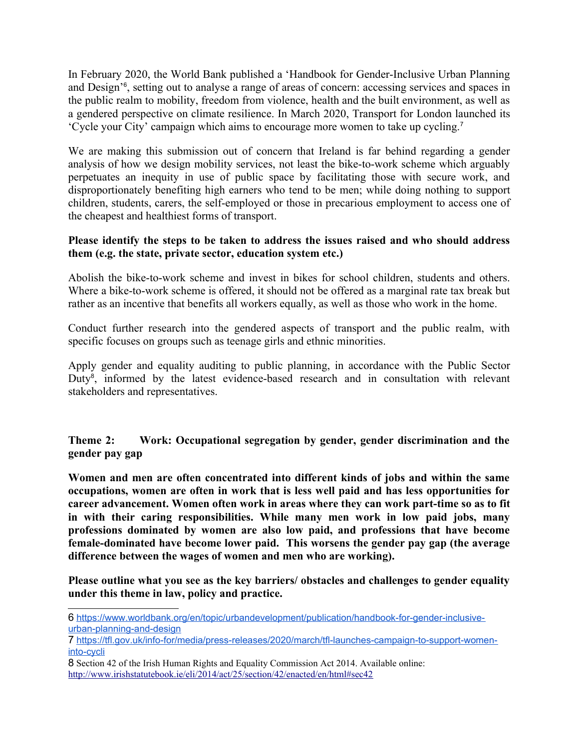In February 2020, the World Bank published a 'Handbook for Gender-Inclusive Urban Planning and Design'[6], setting out to analyse a range of areas of concern: accessing services and spaces in the public realm to mobility, freedom from violence, health and the built environment, as well as a gendered perspective on climate resilience. In March 2020, Transport for London launched its 'Cycle your City' campaign which aims to encourage more women to take up cycling.[7]

We are making this submission out of concern that Ireland is far behind regarding a gender analysis of how we design mobility services, not least the bike-to-work scheme which arguably perpetuates an inequity in use of public space by facilitating those with secure work, and disproportionately benefiting high earners who tend to be men; while doing nothing to support children, students, carers, the self-employed or those in precarious employment to access one of the cheapest and healthiest forms of transport.

**Please identify the steps to be taken to address the issues raised and who should address them (e.g. the state, private sector, education system etc.)**

Abolish the bike-to-work scheme and invest in bikes for school children, students and others. Where a bike-to-work scheme is offered, it should not be offered as a marginal rate tax break but rather as an incentive that benefits all workers equally, as well as those who work in the home.

Conduct further research into the gendered aspects of transport and the public realm, with specific focuses on groups such as teenage girls and ethnic minorities.

Apply gender and equality auditing to public planning, in accordance with the Public Sector Duty[8], informed by the latest evidence-based research and in consultation with relevant stakeholders and representatives.

## Theme 2: Work: Occupational segregation by gender, gender discrimination and the gender pay gap

**Women and men are often concentrated into different kinds of jobs and within the same occupations, women are often in work that is less well paid and has less opportunities for career advancement. Women often work in areas where they can work part-time so as to fit in with their caring responsibilities. While many men work in low paid jobs, many professions dominated by women are also low paid, and professions that have become female-dominated have become lower paid. This worsens the gender pay gap (the average difference between the wages of women and men who are working).**

**Please outline what you see as the key barriers/ obstacles and challenges to gender equality under this theme in law, policy and practice.**

---

6 https://www.worldbank.org/en/topic/urbandevelopment/publication/handbook-for-gender-inclusive-urban-planning-and-design

7 https://tfl.gov.uk/info-for/media/press-releases/2020/march/tfl-launches-campaign-to-support-women-into-cycli

8 Section 42 of the Irish Human Rights and Equality Commission Act 2014. Available online: http://www.irishstatutebook.ie/eli/2014/act/25/section/42/enacted/en/html#sec42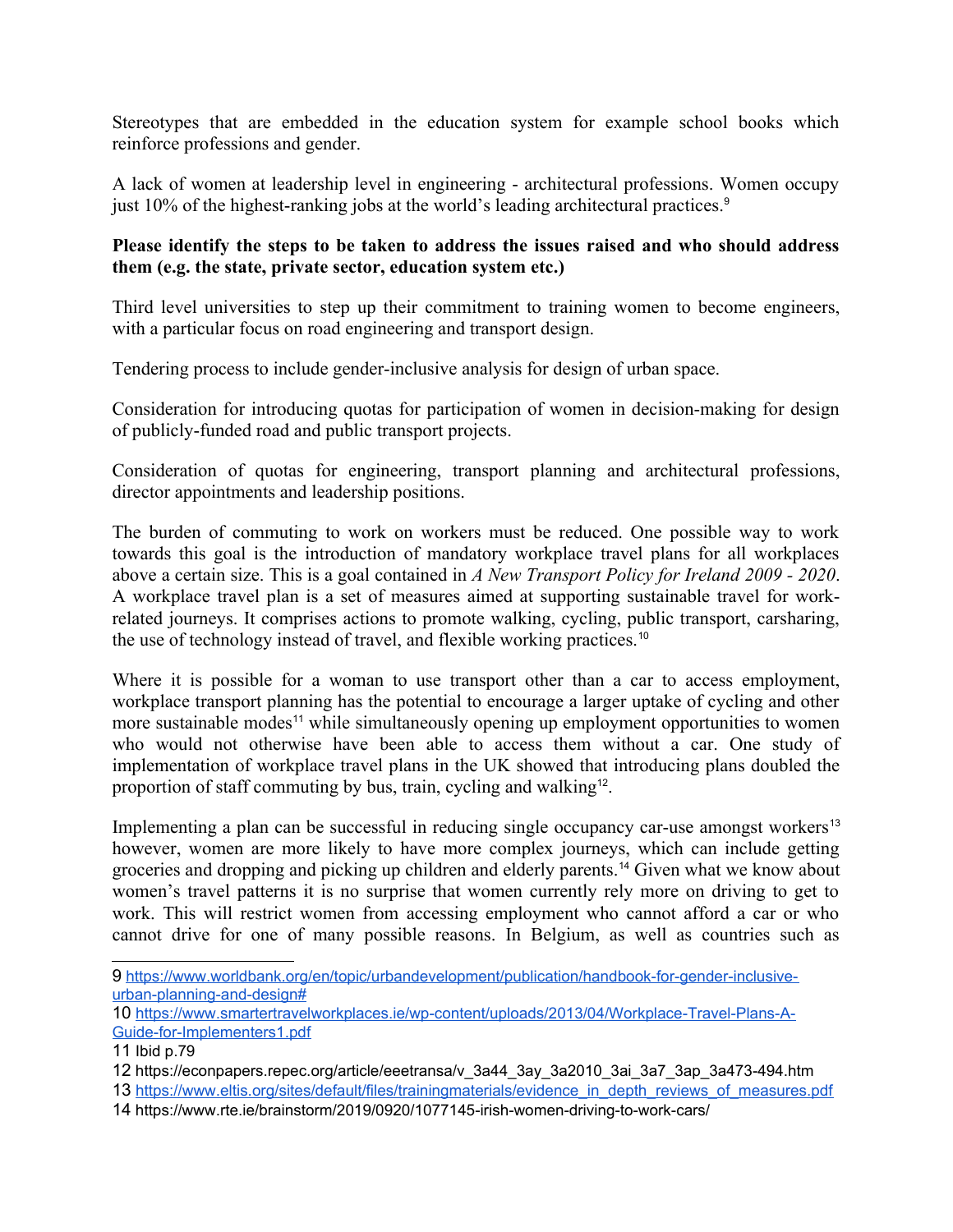Stereotypes that are embedded in the education system for example school books which reinforce professions and gender.

A lack of women at leadership level in engineering - architectural professions. Women occupy just 10% of the highest-ranking jobs at the world's leading architectural practices.[9]

**Please identify the steps to be taken to address the issues raised and who should address them (e.g. the state, private sector, education system etc.)**

Third level universities to step up their commitment to training women to become engineers, with a particular focus on road engineering and transport design.

Tendering process to include gender-inclusive analysis for design of urban space.

Consideration for introducing quotas for participation of women in decision-making for design of publicly-funded road and public transport projects.

Consideration of quotas for engineering, transport planning and architectural professions, director appointments and leadership positions.

The burden of commuting to work on workers must be reduced. One possible way to work towards this goal is the introduction of mandatory workplace travel plans for all workplaces above a certain size. This is a goal contained in *A New Transport Policy for Ireland 2009 - 2020*. A workplace travel plan is a set of measures aimed at supporting sustainable travel for work-related journeys. It comprises actions to promote walking, cycling, public transport, carsharing, the use of technology instead of travel, and flexible working practices.[10]

Where it is possible for a woman to use transport other than a car to access employment, workplace transport planning has the potential to encourage a larger uptake of cycling and other more sustainable modes[11] while simultaneously opening up employment opportunities to women who would not otherwise have been able to access them without a car. One study of implementation of workplace travel plans in the UK showed that introducing plans doubled the proportion of staff commuting by bus, train, cycling and walking[12].

Implementing a plan can be successful in reducing single occupancy car-use amongst workers[13] however, women are more likely to have more complex journeys, which can include getting groceries and dropping and picking up children and elderly parents.[14] Given what we know about women's travel patterns it is no surprise that women currently rely more on driving to get to work. This will restrict women from accessing employment who cannot afford a car or who cannot drive for one of many possible reasons. In Belgium, as well as countries such as

---

9 https://www.worldbank.org/en/topic/urbandevelopment/publication/handbook-for-gender-inclusive-urban-planning-and-design#

10 https://www.smartertravelworkplaces.ie/wp-content/uploads/2013/04/Workplace-Travel-Plans-A-Guide-for-Implementers1.pdf

11 Ibid p.79

12 https://econpapers.repec.org/article/eeetransa/v_3a44_3ay_3a2010_3ai_3a7_3ap_3a473-494.htm

13 https://www.eltis.org/sites/default/files/trainingmaterials/evidence_in_depth_reviews_of_measures.pdf

14 https://www.rte.ie/brainstorm/2019/0920/1077145-irish-women-driving-to-work-cars/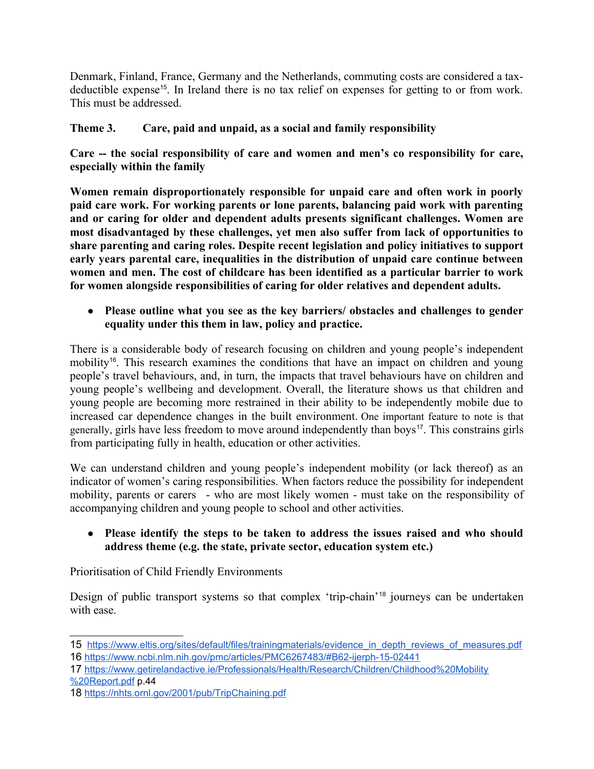Denmark, Finland, France, Germany and the Netherlands, commuting costs are considered a tax-deductible expense[15]. In Ireland there is no tax relief on expenses for getting to or from work. This must be addressed.

**Theme 3. Care, paid and unpaid, as a social and family responsibility**

**Care -- the social responsibility of care and women and men's co responsibility for care, especially within the family**

**Women remain disproportionately responsible for unpaid care and often work in poorly paid care work. For working parents or lone parents, balancing paid work with parenting and or caring for older and dependent adults presents significant challenges. Women are most disadvantaged by these challenges, yet men also suffer from lack of opportunities to share parenting and caring roles. Despite recent legislation and policy initiatives to support early years parental care, inequalities in the distribution of unpaid care continue between women and men. The cost of childcare has been identified as a particular barrier to work for women alongside responsibilities of caring for older relatives and dependent adults.**

- **Please outline what you see as the key barriers/ obstacles and challenges to gender equality under this them in law, policy and practice.**

There is a considerable body of research focusing on children and young people's independent mobility[16]. This research examines the conditions that have an impact on children and young people's travel behaviours, and, in turn, the impacts that travel behaviours have on children and young people's wellbeing and development. Overall, the literature shows us that children and young people are becoming more restrained in their ability to be independently mobile due to increased car dependence changes in the built environment. One important feature to note is that generally, girls have less freedom to move around independently than boys[17]. This constrains girls from participating fully in health, education or other activities.

We can understand children and young people's independent mobility (or lack thereof) as an indicator of women's caring responsibilities. When factors reduce the possibility for independent mobility, parents or carers - who are most likely women - must take on the responsibility of accompanying children and young people to school and other activities.

- **Please identify the steps to be taken to address the issues raised and who should address theme (e.g. the state, private sector, education system etc.)**

Prioritisation of Child Friendly Environments

Design of public transport systems so that complex 'trip-chain'[18] journeys can be undertaken with ease.

---

15 https://www.eltis.org/sites/default/files/trainingmaterials/evidence_in_depth_reviews_of_measures.pdf

16 https://www.ncbi.nlm.nih.gov/pmc/articles/PMC6267483/#B62-ijerph-15-02441

17 https://www.getirelandactive.ie/Professionals/Health/Research/Children/Childhood%20Mobility%20Report.pdf p.44

18 https://nhts.ornl.gov/2001/pub/TripChaining.pdf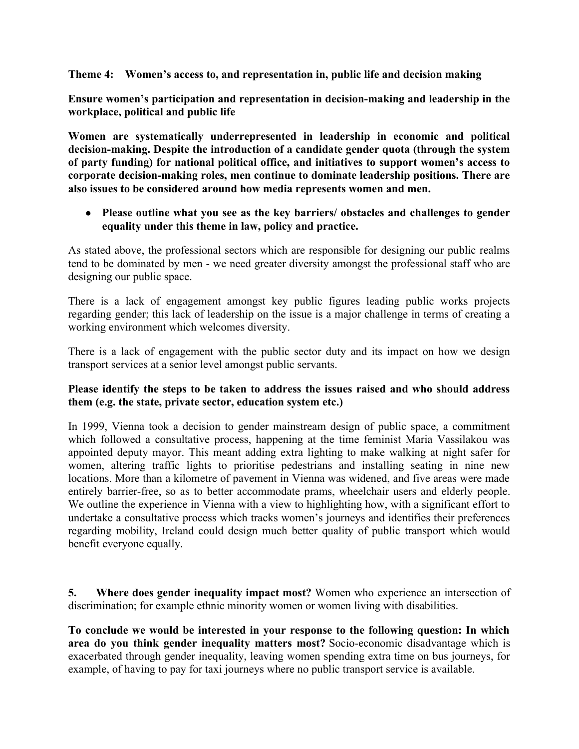**Theme 4: Women's access to, and representation in, public life and decision making**

**Ensure women's participation and representation in decision-making and leadership in the workplace, political and public life**

**Women are systematically underrepresented in leadership in economic and political decision-making. Despite the introduction of a candidate gender quota (through the system of party funding) for national political office, and initiatives to support women's access to corporate decision-making roles, men continue to dominate leadership positions. There are also issues to be considered around how media represents women and men.**

- **Please outline what you see as the key barriers/ obstacles and challenges to gender equality under this theme in law, policy and practice.**

As stated above, the professional sectors which are responsible for designing our public realms tend to be dominated by men - we need greater diversity amongst the professional staff who are designing our public space.

There is a lack of engagement amongst key public figures leading public works projects regarding gender; this lack of leadership on the issue is a major challenge in terms of creating a working environment which welcomes diversity.

There is a lack of engagement with the public sector duty and its impact on how we design transport services at a senior level amongst public servants.

**Please identify the steps to be taken to address the issues raised and who should address them (e.g. the state, private sector, education system etc.)**

In 1999, Vienna took a decision to gender mainstream design of public space, a commitment which followed a consultative process, happening at the time feminist Maria Vassilakou was appointed deputy mayor. This meant adding extra lighting to make walking at night safer for women, altering traffic lights to prioritise pedestrians and installing seating in nine new locations. More than a kilometre of pavement in Vienna was widened, and five areas were made entirely barrier-free, so as to better accommodate prams, wheelchair users and elderly people. We outline the experience in Vienna with a view to highlighting how, with a significant effort to undertake a consultative process which tracks women's journeys and identifies their preferences regarding mobility, Ireland could design much better quality of public transport which would benefit everyone equally.

**5. Where does gender inequality impact most?** Women who experience an intersection of discrimination; for example ethnic minority women or women living with disabilities.

**To conclude we would be interested in your response to the following question: In which area do you think gender inequality matters most?** Socio-economic disadvantage which is exacerbated through gender inequality, leaving women spending extra time on bus journeys, for example, of having to pay for taxi journeys where no public transport service is available.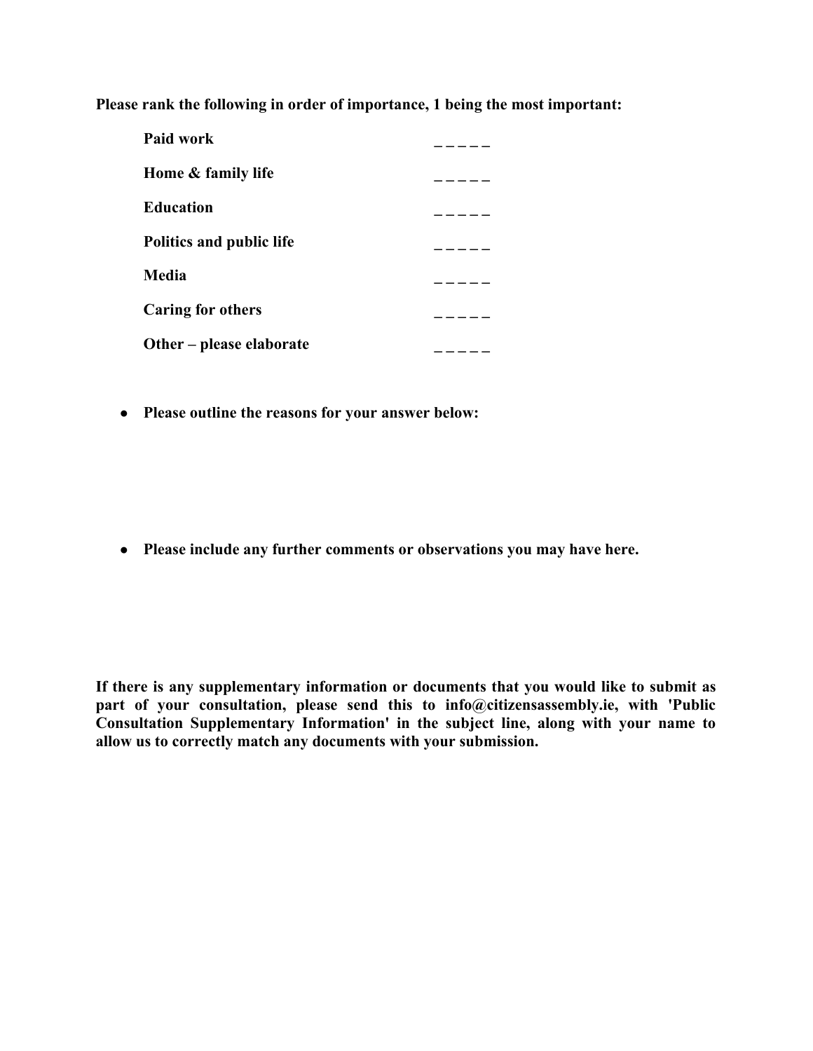**Please rank the following in order of importance, 1 being the most important:**

| | |
|---|---|
| **Paid work** | _ _ _ _ _ |
| **Home & family life** | _ _ _ _ _ |
| **Education** | _ _ _ _ _ |
| **Politics and public life** | _ _ _ _ _ |
| **Media** | _ _ _ _ _ |
| **Caring for others** | _ _ _ _ _ |
| **Other – please elaborate** | _ _ _ _ _ |

- **Please outline the reasons for your answer below:**

- **Please include any further comments or observations you may have here.**

**If there is any supplementary information or documents that you would like to submit as part of your consultation, please send this to info@citizensassembly.ie, with 'Public Consultation Supplementary Information' in the subject line, along with your name to allow us to correctly match any documents with your submission.**